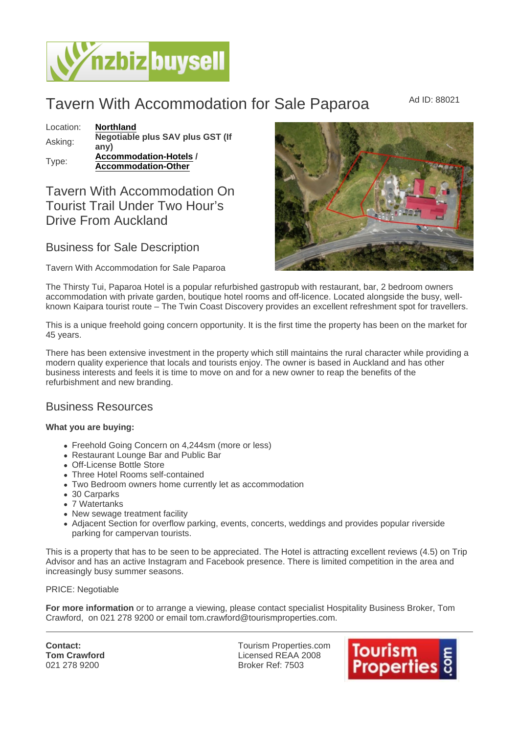# Tavern With Accommodation for Sale Paparoa

Ad ID: 88021

Location: **Northland**

Asking: **Negotiable plus SAV plus GST (If any)**

Type: **Accommodation-Hotels / Accommodation-Other**

## Tavern With Accommodation On Tourist Trail Under Two Hour's Drive From Auckland

## Business for Sale Description

Tavern With Accommodation for Sale Paparoa

The Thirsty Tui, Paparoa Hotel is a popular refurbished gastropub with restaurant, bar, 2 bedroom owners accommodation with private garden, boutique hotel rooms and off-licence. Located alongside the busy, well-known Kaipara tourist route – The Twin Coast Discovery provides an excellent refreshment spot for travellers.

This is a unique freehold going concern opportunity. It is the first time the property has been on the market for 45 years.

There has been extensive investment in the property which still maintains the rural character while providing a modern quality experience that locals and tourists enjoy. The owner is based in Auckland and has other business interests and feels it is time to move on and for a new owner to reap the benefits of the refurbishment and new branding.

## Business Resources

**What you are buying:**

- Freehold Going Concern on 4,244sm (more or less)
- Restaurant Lounge Bar and Public Bar
- Off-License Bottle Store
- Three Hotel Rooms self-contained
- Two Bedroom owners home currently let as accommodation
- 30 Carparks
- 7 Watertanks
- New sewage treatment facility
- Adjacent Section for overflow parking, events, concerts, weddings and provides popular riverside parking for campervan tourists.

This is a property that has to be seen to be appreciated. The Hotel is attracting excellent reviews (4.5) on Trip Advisor and has an active Instagram and Facebook presence. There is limited competition in the area and increasingly busy summer seasons.

PRICE: Negotiable

**For more information** or to arrange a viewing, please contact specialist Hospitality Business Broker, Tom Crawford, on 021 278 9200 or email tom.crawford@tourismproperties.com.

**Contact:**
**Tom Crawford**
021 278 9200

Tourism Properties.com
Licensed REAA 2008
Broker Ref: 7503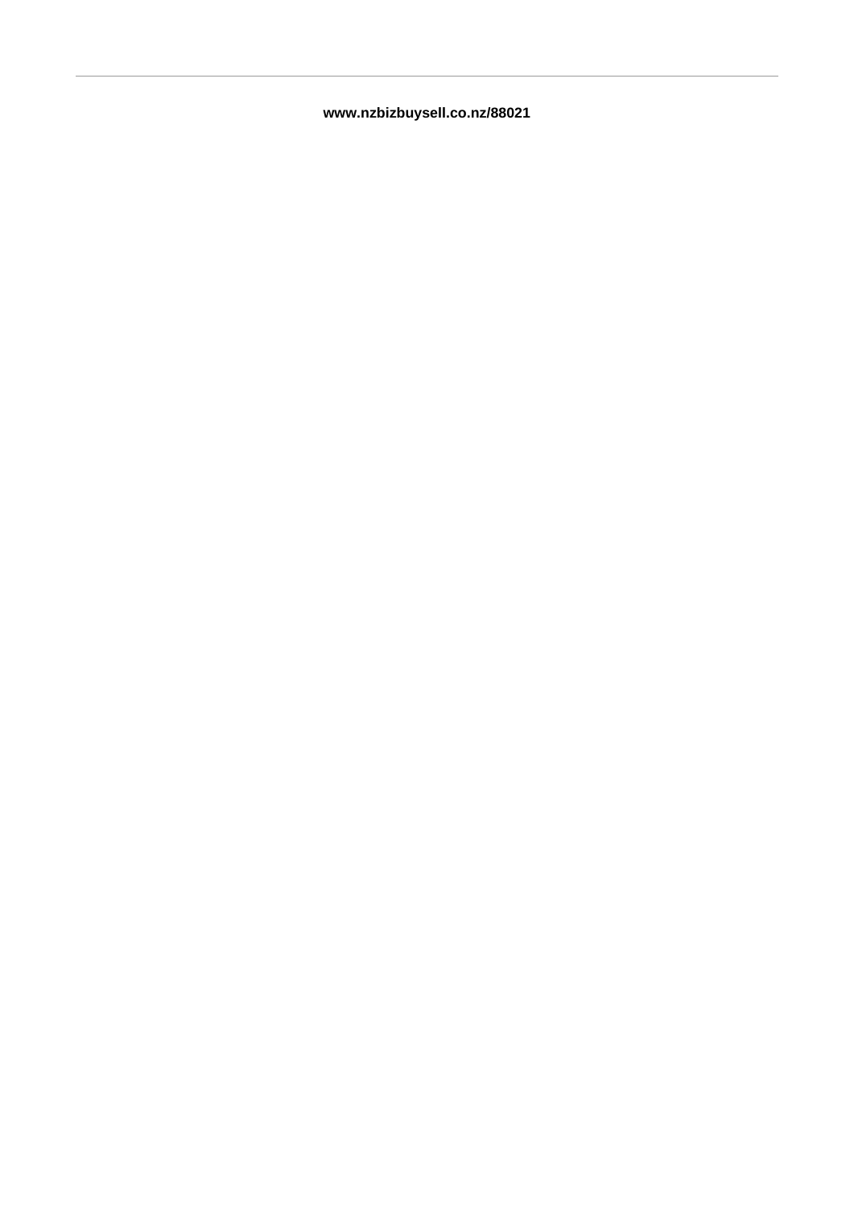**www.nzbizbuysell.co.nz/88021**